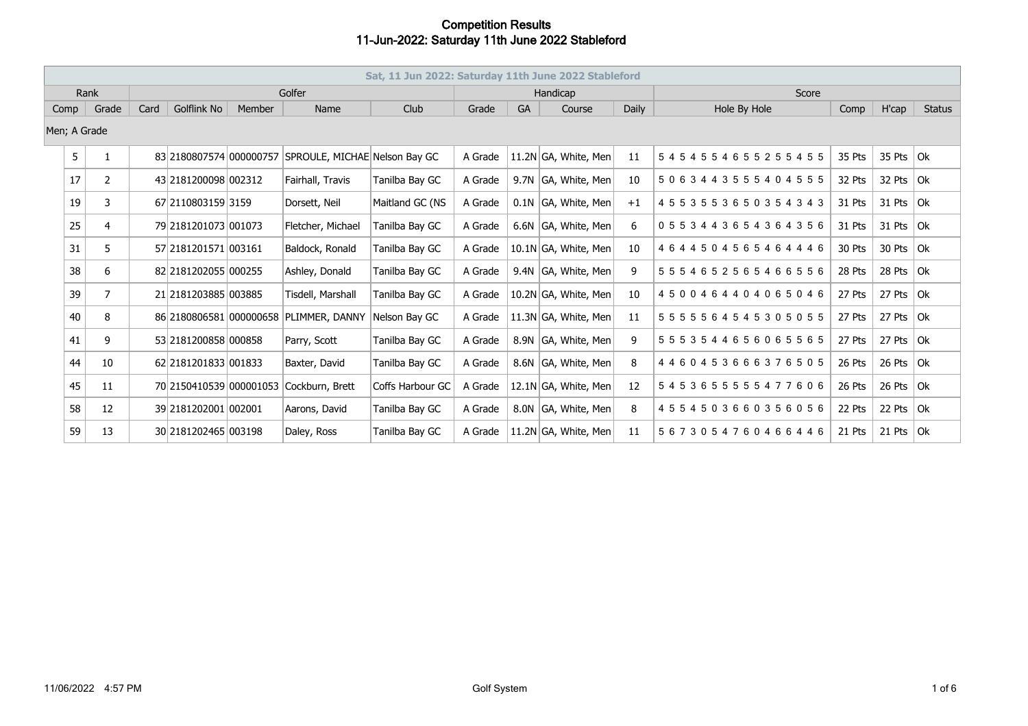# Competition Results
## 11-Jun-2022: Saturday 11th June 2022 Stableford

| Sat, 11 Jun 2022: Saturday 11th June 2022 Stableford | | | | | | | | | | | | | | | | |
|---|---|---|---|---|---|---|---|---|---|---|---|---|---|---|---|---|
| Rank | | Golfer | | | | | Handicap | | | | Score | | | |
| Comp | Grade | Card | Golflink No | Member | Name | Club | Grade | GA | Course | Daily | Hole By Hole | Comp | H'cap | Status |
| Men; A Grade | | | | | | | | | | | | | | |
| 5 | 1 | 83 | 2180807574 | 000000757 | SPROULE, MICHAE | Nelson Bay GC | A Grade | 11.2N | GA, White, Men | 11 | 5 4 5 4 5 5 4 6 5 5 2 5 5 4 5 5 | 35 Pts | 35 Pts | Ok |
| 17 | 2 | 43 | 2181200098 | 002312 | Fairhall, Travis | Tanilba Bay GC | A Grade | 9.7N | GA, White, Men | 10 | 5 0 6 3 4 4 3 5 5 5 4 0 4 5 5 5 | 32 Pts | 32 Pts | Ok |
| 19 | 3 | 67 | 2110803159 | 3159 | Dorsett, Neil | Maitland GC (NS | A Grade | 0.1N | GA, White, Men | +1 | 4 5 5 3 5 5 3 6 5 0 3 5 4 3 4 3 | 31 Pts | 31 Pts | Ok |
| 25 | 4 | 79 | 2181201073 | 001073 | Fletcher, Michael | Tanilba Bay GC | A Grade | 6.6N | GA, White, Men | 6 | 0 5 5 3 4 4 3 6 5 4 3 6 4 3 5 6 | 31 Pts | 31 Pts | Ok |
| 31 | 5 | 57 | 2181201571 | 003161 | Baldock, Ronald | Tanilba Bay GC | A Grade | 10.1N | GA, White, Men | 10 | 4 6 4 4 5 0 4 5 6 5 4 6 4 4 4 6 | 30 Pts | 30 Pts | Ok |
| 38 | 6 | 82 | 2181202055 | 000255 | Ashley, Donald | Tanilba Bay GC | A Grade | 9.4N | GA, White, Men | 9 | 5 5 5 4 6 5 2 5 6 5 4 6 6 5 5 6 | 28 Pts | 28 Pts | Ok |
| 39 | 7 | 21 | 2181203885 | 003885 | Tisdell, Marshall | Tanilba Bay GC | A Grade | 10.2N | GA, White, Men | 10 | 4 5 0 0 4 6 4 4 0 4 0 6 5 0 4 6 | 27 Pts | 27 Pts | Ok |
| 40 | 8 | 86 | 2180806581 | 000000658 | PLIMMER, DANNY | Nelson Bay GC | A Grade | 11.3N | GA, White, Men | 11 | 5 5 5 5 5 6 4 5 4 5 3 0 5 0 5 5 | 27 Pts | 27 Pts | Ok |
| 41 | 9 | 53 | 2181200858 | 000858 | Parry, Scott | Tanilba Bay GC | A Grade | 8.9N | GA, White, Men | 9 | 5 5 5 3 5 4 4 6 5 6 0 6 5 5 6 5 | 27 Pts | 27 Pts | Ok |
| 44 | 10 | 62 | 2181201833 | 001833 | Baxter, David | Tanilba Bay GC | A Grade | 8.6N | GA, White, Men | 8 | 4 4 6 0 4 5 3 6 6 6 3 7 6 5 0 5 | 26 Pts | 26 Pts | Ok |
| 45 | 11 | 70 | 2150410539 | 000001053 | Cockburn, Brett | Coffs Harbour GC | A Grade | 12.1N | GA, White, Men | 12 | 5 4 5 3 6 5 5 5 5 5 4 7 7 6 0 6 | 26 Pts | 26 Pts | Ok |
| 58 | 12 | 39 | 2181202001 | 002001 | Aarons, David | Tanilba Bay GC | A Grade | 8.0N | GA, White, Men | 8 | 4 5 5 4 5 0 3 6 6 0 3 5 6 0 5 6 | 22 Pts | 22 Pts | Ok |
| 59 | 13 | 30 | 2181202465 | 003198 | Daley, Ross | Tanilba Bay GC | A Grade | 11.2N | GA, White, Men | 11 | 5 6 7 3 0 5 4 7 6 0 4 6 6 4 4 6 | 21 Pts | 21 Pts | Ok |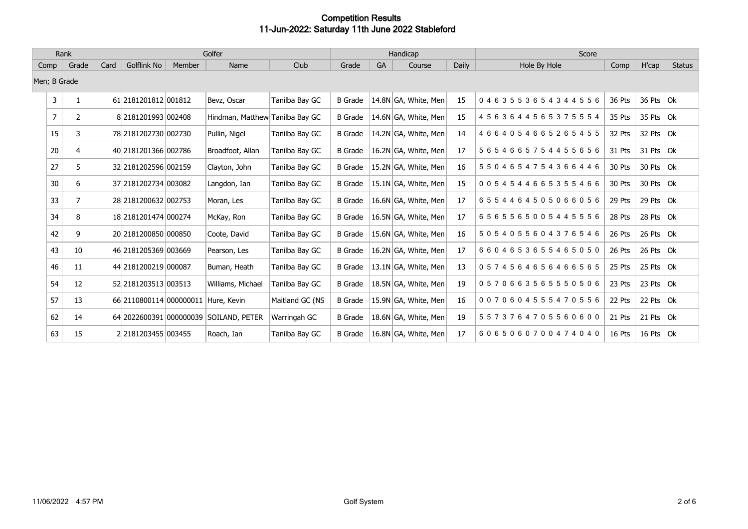# Competition Results
## 11-Jun-2022: Saturday 11th June 2022 Stableford

| Rank | | Golfer | | | | | Handicap | | | | Score | | | |
|---|---|---|---|---|---|---|---|---|---|---|---|---|---|---|
| Comp | Grade | Card | Golflink No | Member | Name | Club | Grade | GA | Course | Daily | Hole By Hole | Comp | H'cap | Status |
| Men; B Grade | | | | | | | | | | | | | | |
| 3 | 1 | 61 | 2181201812 | 001812 | Bevz, Oscar | Tanilba Bay GC | B Grade | 14.8N | GA, White, Men | 15 | 0 4 6 3 5 5 3 6 5 4 3 4 4 5 5 6 | 36 Pts | 36 Pts | Ok |
| 7 | 2 | 8 | 2181201993 | 002408 | Hindman, Matthew | Tanilba Bay GC | B Grade | 14.6N | GA, White, Men | 15 | 4 5 6 3 6 4 4 5 6 5 3 7 5 5 5 4 | 35 Pts | 35 Pts | Ok |
| 15 | 3 | 78 | 2181202730 | 002730 | Pullin, Nigel | Tanilba Bay GC | B Grade | 14.2N | GA, White, Men | 14 | 4 6 6 4 0 5 4 6 6 5 2 6 5 4 5 5 | 32 Pts | 32 Pts | Ok |
| 20 | 4 | 40 | 2181201366 | 002786 | Broadfoot, Allan | Tanilba Bay GC | B Grade | 16.2N | GA, White, Men | 17 | 5 6 5 4 6 6 5 7 5 4 4 5 5 6 5 6 | 31 Pts | 31 Pts | Ok |
| 27 | 5 | 32 | 2181202596 | 002159 | Clayton, John | Tanilba Bay GC | B Grade | 15.2N | GA, White, Men | 16 | 5 5 0 4 6 5 4 7 5 4 3 6 6 4 4 6 | 30 Pts | 30 Pts | Ok |
| 30 | 6 | 37 | 2181202734 | 003082 | Langdon, Ian | Tanilba Bay GC | B Grade | 15.1N | GA, White, Men | 15 | 0 0 5 4 5 4 4 6 6 5 3 5 5 4 6 6 | 30 Pts | 30 Pts | Ok |
| 33 | 7 | 28 | 2181200632 | 002753 | Moran, Les | Tanilba Bay GC | B Grade | 16.6N | GA, White, Men | 17 | 6 5 5 4 4 6 4 5 0 5 0 6 6 0 5 6 | 29 Pts | 29 Pts | Ok |
| 34 | 8 | 18 | 2181201474 | 000274 | McKay, Ron | Tanilba Bay GC | B Grade | 16.5N | GA, White, Men | 17 | 6 5 6 5 5 6 5 0 0 5 4 4 5 5 5 6 | 28 Pts | 28 Pts | Ok |
| 42 | 9 | 20 | 2181200850 | 000850 | Coote, David | Tanilba Bay GC | B Grade | 15.6N | GA, White, Men | 16 | 5 0 5 4 0 5 5 6 0 4 3 7 6 5 4 6 | 26 Pts | 26 Pts | Ok |
| 43 | 10 | 46 | 2181205369 | 003669 | Pearson, Les | Tanilba Bay GC | B Grade | 16.2N | GA, White, Men | 17 | 6 6 0 4 6 5 3 6 5 5 4 6 5 0 5 0 | 26 Pts | 26 Pts | Ok |
| 46 | 11 | 44 | 2181200219 | 000087 | Buman, Heath | Tanilba Bay GC | B Grade | 13.1N | GA, White, Men | 13 | 0 5 7 4 5 6 4 6 5 6 4 6 6 5 6 5 | 25 Pts | 25 Pts | Ok |
| 54 | 12 | 52 | 2181203513 | 003513 | Williams, Michael | Tanilba Bay GC | B Grade | 18.5N | GA, White, Men | 19 | 0 5 7 0 6 6 3 5 6 5 5 5 0 5 0 6 | 23 Pts | 23 Pts | Ok |
| 57 | 13 | 66 | 2110800114 | 000000011 | Hure, Kevin | Maitland GC (NS | B Grade | 15.9N | GA, White, Men | 16 | 0 0 7 0 6 0 4 5 5 5 4 7 0 5 5 6 | 22 Pts | 22 Pts | Ok |
| 62 | 14 | 64 | 2022600391 | 000000039 | SOILAND, PETER | Warringah GC | B Grade | 18.6N | GA, White, Men | 19 | 5 5 7 3 7 6 4 7 0 5 5 6 0 6 0 0 | 21 Pts | 21 Pts | Ok |
| 63 | 15 | 2 | 2181203455 | 003455 | Roach, Ian | Tanilba Bay GC | B Grade | 16.8N | GA, White, Men | 17 | 6 0 6 5 0 6 0 7 0 0 4 7 4 0 4 0 | 16 Pts | 16 Pts | Ok |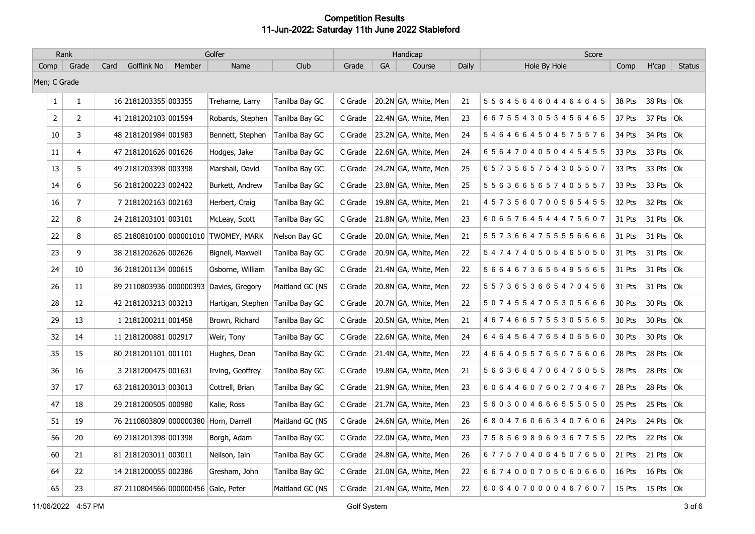# Competition Results

## 11-Jun-2022: Saturday 11th June 2022 Stableford

| Rank | | Golfer | | | | | Handicap | | | | Score | | | |
|---|---|---|---|---|---|---|---|---|---|---|---|---|---|---|
| Comp | Grade | Card | Golflink No | Member | Name | Club | Grade | GA | Course | Daily | Hole By Hole | Comp | H'cap | Status |
| Men; C Grade | | | | | | | | | | | | | | |
| 1 | 1 | 16 | 2181203355 | 003355 | Treharne, Larry | Tanilba Bay GC | C Grade | 20.2N | GA, White, Men | 21 | 5 5 6 4 5 6 4 6 0 4 4 6 4 6 4 5 | 38 Pts | 38 Pts | Ok |
| 2 | 2 | 41 | 2181202103 | 001594 | Robards, Stephen | Tanilba Bay GC | C Grade | 22.4N | GA, White, Men | 23 | 6 6 7 5 5 4 3 0 5 3 4 5 6 4 6 5 | 37 Pts | 37 Pts | Ok |
| 10 | 3 | 48 | 2181201984 | 001983 | Bennett, Stephen | Tanilba Bay GC | C Grade | 23.2N | GA, White, Men | 24 | 5 4 6 4 6 6 4 5 0 4 5 7 5 5 7 6 | 34 Pts | 34 Pts | Ok |
| 11 | 4 | 47 | 2181201626 | 001626 | Hodges, Jake | Tanilba Bay GC | C Grade | 22.6N | GA, White, Men | 24 | 6 5 6 4 7 0 4 0 5 0 4 4 5 4 5 5 | 33 Pts | 33 Pts | Ok |
| 13 | 5 | 49 | 2181203398 | 003398 | Marshall, David | Tanilba Bay GC | C Grade | 24.2N | GA, White, Men | 25 | 6 5 7 3 5 6 5 7 5 4 3 0 5 5 0 7 | 33 Pts | 33 Pts | Ok |
| 14 | 6 | 56 | 2181200223 | 002422 | Burkett, Andrew | Tanilba Bay GC | C Grade | 23.8N | GA, White, Men | 25 | 5 5 6 3 6 6 5 6 5 7 4 0 5 5 5 7 | 33 Pts | 33 Pts | Ok |
| 16 | 7 | 7 | 2181202163 | 002163 | Herbert, Craig | Tanilba Bay GC | C Grade | 19.8N | GA, White, Men | 21 | 4 5 7 3 5 6 0 7 0 0 5 6 5 4 5 5 | 32 Pts | 32 Pts | Ok |
| 22 | 8 | 24 | 2181203101 | 003101 | McLeay, Scott | Tanilba Bay GC | C Grade | 21.8N | GA, White, Men | 23 | 6 0 6 5 7 6 4 5 4 4 4 7 5 6 0 7 | 31 Pts | 31 Pts | Ok |
| 22 | 8 | 85 | 2180810100 | 000001010 | TWOMEY, MARK | Nelson Bay GC | C Grade | 20.0N | GA, White, Men | 21 | 5 5 7 3 6 6 4 7 5 5 5 5 6 6 6 6 | 31 Pts | 31 Pts | Ok |
| 23 | 9 | 38 | 2181202626 | 002626 | Bignell, Maxwell | Tanilba Bay GC | C Grade | 20.9N | GA, White, Men | 22 | 5 4 7 4 7 4 0 5 0 5 4 6 5 0 5 0 | 31 Pts | 31 Pts | Ok |
| 24 | 10 | 36 | 2181201134 | 000615 | Osborne, William | Tanilba Bay GC | C Grade | 21.4N | GA, White, Men | 22 | 5 6 6 4 6 7 3 6 5 5 4 9 5 5 6 5 | 31 Pts | 31 Pts | Ok |
| 26 | 11 | 89 | 2110803936 | 000000393 | Davies, Gregory | Maitland GC (NS | C Grade | 20.8N | GA, White, Men | 22 | 5 5 7 3 6 5 3 6 6 5 4 7 0 4 5 6 | 31 Pts | 31 Pts | Ok |
| 28 | 12 | 42 | 2181203213 | 003213 | Hartigan, Stephen | Tanilba Bay GC | C Grade | 20.7N | GA, White, Men | 22 | 5 0 7 4 5 5 4 7 0 5 3 0 5 6 6 6 | 30 Pts | 30 Pts | Ok |
| 29 | 13 | 1 | 2181200211 | 001458 | Brown, Richard | Tanilba Bay GC | C Grade | 20.5N | GA, White, Men | 21 | 4 6 7 4 6 6 5 7 5 5 3 0 5 5 6 5 | 30 Pts | 30 Pts | Ok |
| 32 | 14 | 11 | 2181200881 | 002917 | Weir, Tony | Tanilba Bay GC | C Grade | 22.6N | GA, White, Men | 24 | 6 4 6 4 5 6 4 7 6 5 4 0 6 5 6 0 | 30 Pts | 30 Pts | Ok |
| 35 | 15 | 80 | 2181201101 | 001101 | Hughes, Dean | Tanilba Bay GC | C Grade | 21.4N | GA, White, Men | 22 | 4 6 6 4 0 5 5 7 6 5 0 7 6 6 0 6 | 28 Pts | 28 Pts | Ok |
| 36 | 16 | 3 | 2181200475 | 001631 | Irving, Geoffrey | Tanilba Bay GC | C Grade | 19.8N | GA, White, Men | 21 | 5 6 6 3 6 6 4 7 0 6 4 7 6 0 5 5 | 28 Pts | 28 Pts | Ok |
| 37 | 17 | 63 | 2181203013 | 003013 | Cottrell, Brian | Tanilba Bay GC | C Grade | 21.9N | GA, White, Men | 23 | 6 0 6 4 4 6 0 7 6 0 2 7 0 4 6 7 | 28 Pts | 28 Pts | Ok |
| 47 | 18 | 29 | 2181200505 | 000980 | Kalie, Ross | Tanilba Bay GC | C Grade | 21.7N | GA, White, Men | 23 | 5 6 0 3 0 0 4 6 6 6 5 5 5 0 5 0 | 25 Pts | 25 Pts | Ok |
| 51 | 19 | 76 | 2110803809 | 000000380 | Horn, Darrell | Maitland GC (NS | C Grade | 24.6N | GA, White, Men | 26 | 6 8 0 4 7 6 0 6 6 3 4 0 7 6 0 6 | 24 Pts | 24 Pts | Ok |
| 56 | 20 | 69 | 2181201398 | 001398 | Borgh, Adam | Tanilba Bay GC | C Grade | 22.0N | GA, White, Men | 23 | 7 5 8 5 6 9 8 9 6 9 3 6 7 7 5 5 | 22 Pts | 22 Pts | Ok |
| 60 | 21 | 81 | 2181203011 | 003011 | Neilson, Iain | Tanilba Bay GC | C Grade | 24.8N | GA, White, Men | 26 | 6 7 7 5 7 0 4 0 6 4 5 0 7 6 5 0 | 21 Pts | 21 Pts | Ok |
| 64 | 22 | 14 | 2181200055 | 002386 | Gresham, John | Tanilba Bay GC | C Grade | 21.0N | GA, White, Men | 22 | 6 6 7 4 0 0 0 7 0 5 0 6 0 6 6 0 | 16 Pts | 16 Pts | Ok |
| 65 | 23 | 87 | 2110804566 | 000000456 | Gale, Peter | Maitland GC (NS | C Grade | 21.4N | GA, White, Men | 22 | 6 0 6 4 0 7 0 0 0 0 4 6 7 6 0 7 | 15 Pts | 15 Pts | Ok |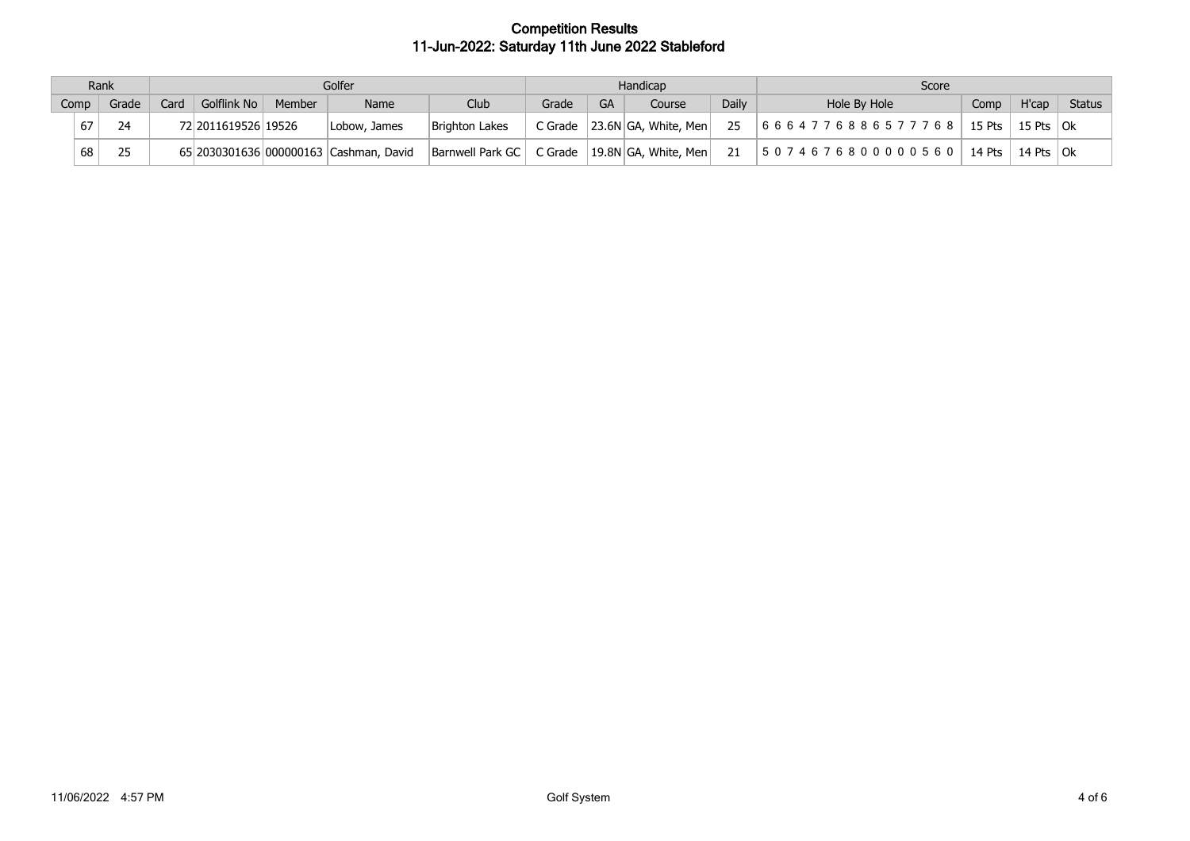# Competition Results
## 11-Jun-2022: Saturday 11th June 2022 Stableford

| Rank | | Golfer | | | | | Handicap | | | | Score | | | |
|---|---|---|---|---|---|---|---|---|---|---|---|---|---|---|
| Comp | Grade | Card | Golflink No | Member | Name | Club | Grade | GA | Course | Daily | Hole By Hole | Comp | H'cap | Status |
| 67 | 24 | 72 | 2011619526 | 19526 | Lobow, James | Brighton Lakes | C Grade | 23.6N | GA, White, Men | 25 | 6 6 6 4 7 7 6 8 8 6 5 7 7 7 6 8 | 15 Pts | 15 Pts | Ok |
| 68 | 25 | 65 | 2030301636 | 000000163 | Cashman, David | Barnwell Park GC | C Grade | 19.8N | GA, White, Men | 21 | 5 0 7 4 6 7 6 8 0 0 0 0 0 5 6 0 | 14 Pts | 14 Pts | Ok |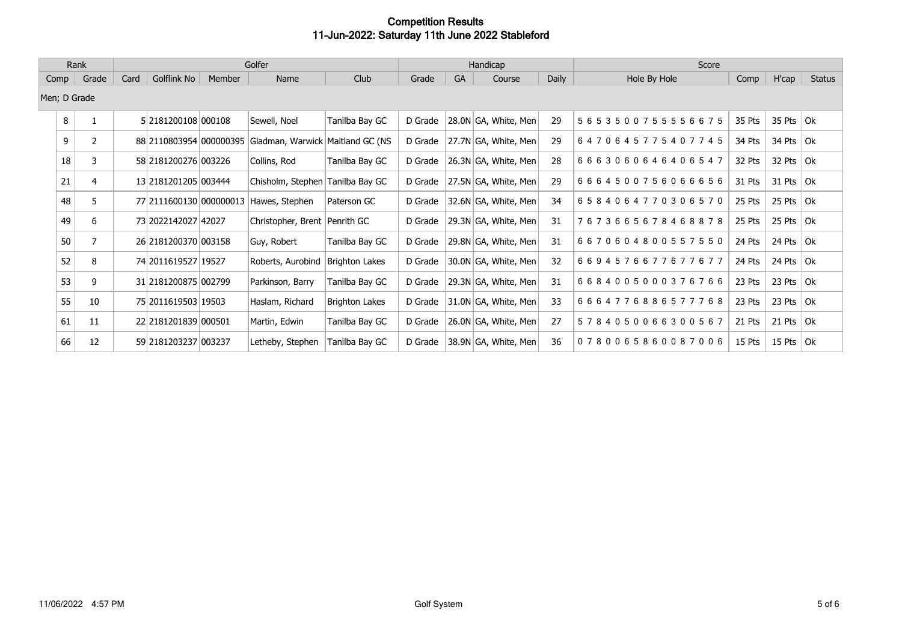# Competition Results
## 11-Jun-2022: Saturday 11th June 2022 Stableford

| Rank | | Golfer | | | | | Handicap | | | | Score | | | |
|---|---|---|---|---|---|---|---|---|---|---|---|---|---|---|
| Comp | Grade | Card | Golflink No | Member | Name | Club | Grade | GA | Course | Daily | Hole By Hole | Comp | H'cap | Status |
| Men; D Grade | | | | | | | | | | | | | | |
| 8 | 1 | 5 | 2181200108 | 000108 | Sewell, Noel | Tanilba Bay GC | D Grade | 28.0N | GA, White, Men | 29 | 5 6 5 3 5 0 0 7 5 5 5 5 5 6 6 7 5 | 35 Pts | 35 Pts | Ok |
| 9 | 2 | 88 | 2110803954 | 000000395 | Gladman, Warwick | Maitland GC (NS | D Grade | 27.7N | GA, White, Men | 29 | 6 4 7 0 6 4 5 7 7 5 4 0 7 7 4 5 | 34 Pts | 34 Pts | Ok |
| 18 | 3 | 58 | 2181200276 | 003226 | Collins, Rod | Tanilba Bay GC | D Grade | 26.3N | GA, White, Men | 28 | 6 6 6 3 0 6 0 6 4 6 4 0 6 5 4 7 | 32 Pts | 32 Pts | Ok |
| 21 | 4 | 13 | 2181201205 | 003444 | Chisholm, Stephen | Tanilba Bay GC | D Grade | 27.5N | GA, White, Men | 29 | 6 6 6 4 5 0 0 7 5 6 0 6 6 6 5 6 | 31 Pts | 31 Pts | Ok |
| 48 | 5 | 77 | 2111600130 | 000000013 | Hawes, Stephen | Paterson GC | D Grade | 32.6N | GA, White, Men | 34 | 6 5 8 4 0 6 4 7 7 0 3 0 6 5 7 0 | 25 Pts | 25 Pts | Ok |
| 49 | 6 | 73 | 2022142027 | 42027 | Christopher, Brent | Penrith GC | D Grade | 29.3N | GA, White, Men | 31 | 7 6 7 3 6 6 5 6 7 8 4 6 8 8 7 8 | 25 Pts | 25 Pts | Ok |
| 50 | 7 | 26 | 2181200370 | 003158 | Guy, Robert | Tanilba Bay GC | D Grade | 29.8N | GA, White, Men | 31 | 6 6 7 0 6 0 4 8 0 0 5 5 7 5 5 0 | 24 Pts | 24 Pts | Ok |
| 52 | 8 | 74 | 2011619527 | 19527 | Roberts, Aurobind | Brighton Lakes | D Grade | 30.0N | GA, White, Men | 32 | 6 6 9 4 5 7 6 6 7 7 6 7 7 6 7 7 | 24 Pts | 24 Pts | Ok |
| 53 | 9 | 31 | 2181200875 | 002799 | Parkinson, Barry | Tanilba Bay GC | D Grade | 29.3N | GA, White, Men | 31 | 6 6 8 4 0 0 5 0 0 0 3 7 6 7 6 6 | 23 Pts | 23 Pts | Ok |
| 55 | 10 | 75 | 2011619503 | 19503 | Haslam, Richard | Brighton Lakes | D Grade | 31.0N | GA, White, Men | 33 | 6 6 6 4 7 7 6 8 8 6 5 7 7 7 6 8 | 23 Pts | 23 Pts | Ok |
| 61 | 11 | 22 | 2181201839 | 000501 | Martin, Edwin | Tanilba Bay GC | D Grade | 26.0N | GA, White, Men | 27 | 5 7 8 4 0 5 0 0 6 6 3 0 0 5 6 7 | 21 Pts | 21 Pts | Ok |
| 66 | 12 | 59 | 2181203237 | 003237 | Letheby, Stephen | Tanilba Bay GC | D Grade | 38.9N | GA, White, Men | 36 | 0 7 8 0 0 6 5 8 6 0 0 8 7 0 0 6 | 15 Pts | 15 Pts | Ok |

11/06/2022 4:57 PM Golf System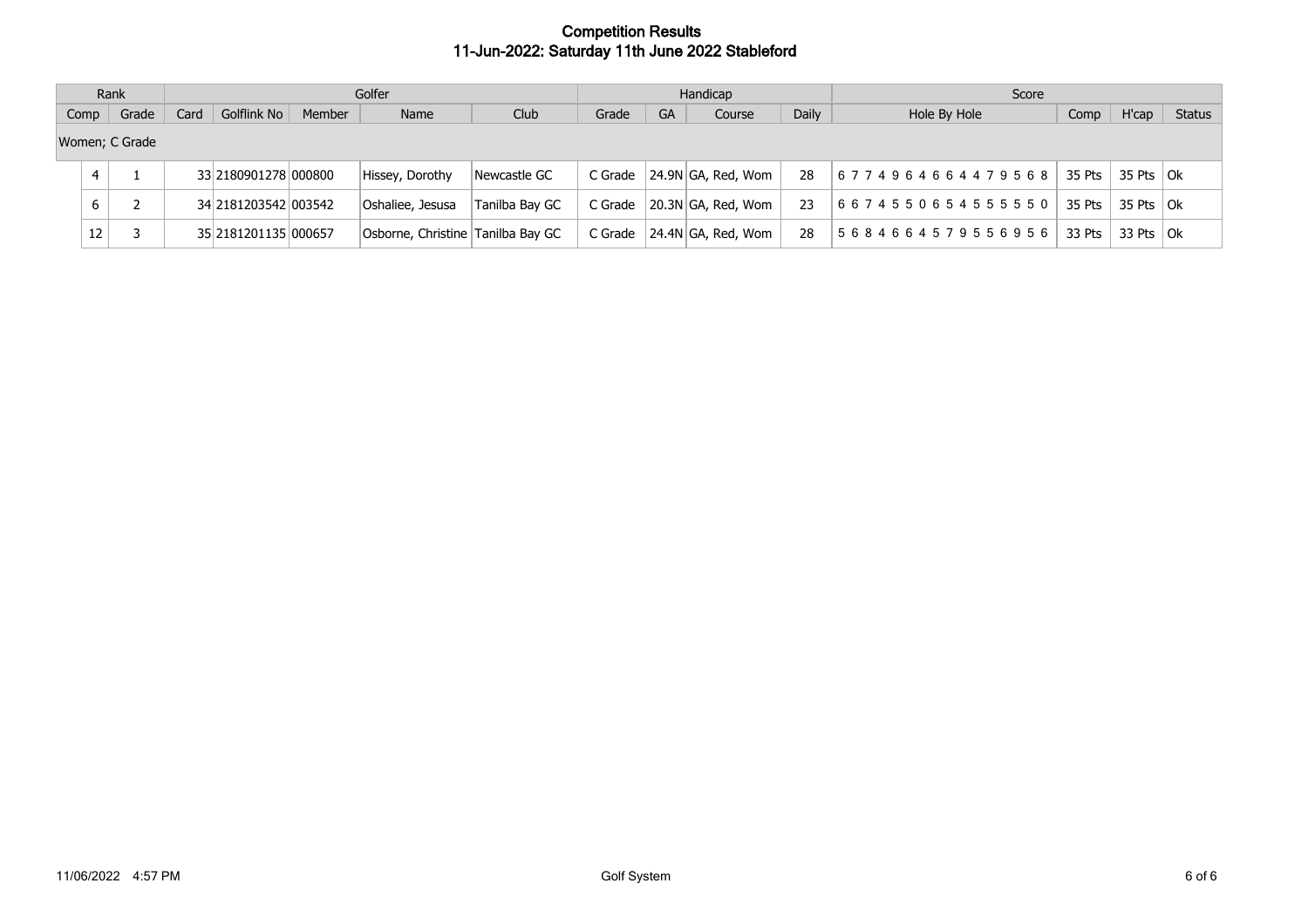# Competition Results
## 11-Jun-2022: Saturday 11th June 2022 Stableford

| Rank | | Golfer | | | | | Handicap | | | | Score | | | |
|---|---|---|---|---|---|---|---|---|---|---|---|---|---|---|
| Comp | Grade | Card | Golflink No | Member | Name | Club | Grade | GA | Course | Daily | Hole By Hole | Comp | H'cap | Status |
| Women; C Grade | | | | | | | | | | | | | | |
| 4 | 1 | 33 | 2180901278 | 000800 | Hissey, Dorothy | Newcastle GC | C Grade | 24.9N | GA, Red, Wom | 28 | 6 7 7 4 9 6 4 6 6 4 4 7 9 5 6 8 | 35 Pts | 35 Pts | Ok |
| 6 | 2 | 34 | 2181203542 | 003542 | Oshaliee, Jesusa | Tanilba Bay GC | C Grade | 20.3N | GA, Red, Wom | 23 | 6 6 7 4 5 5 0 6 5 4 5 5 5 5 5 0 | 35 Pts | 35 Pts | Ok |
| 12 | 3 | 35 | 2181201135 | 000657 | Osborne, Christine | Tanilba Bay GC | C Grade | 24.4N | GA, Red, Wom | 28 | 5 6 8 4 6 6 4 5 7 9 5 5 6 9 5 6 | 33 Pts | 33 Pts | Ok |

11/06/2022 4:57 PM Golf System